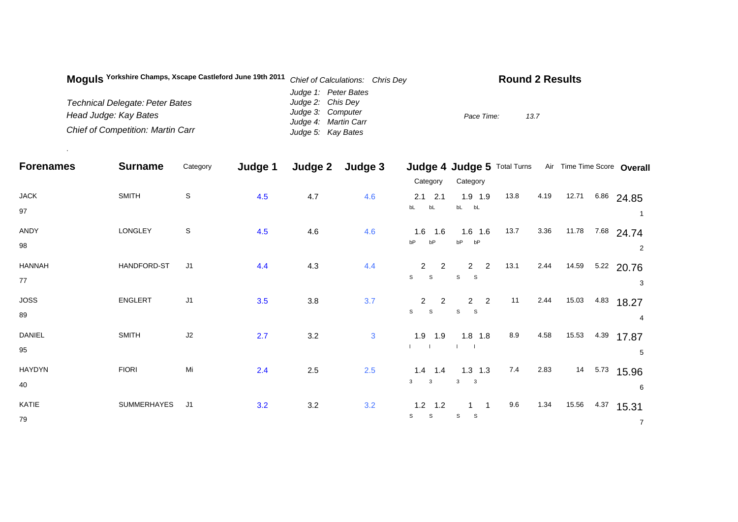**Moguls** Yorkshire Champs, Xscape Castleford June 19th 2011

*Chief of Calculations: Chris Dey*

**Round 2 Results**

*Technical Delegate: Peter Bates*
*Head Judge: Kay Bates*
*Chief of Competition: Martin Carr*

*Judge 1: Peter Bates*
*Judge 2: Chis Dey*
*Judge 3: Computer*
*Judge 4: Martin Carr*
*Judge 5: Kay Bates*

*Pace Time: 13.7*

| Forenames | Surname | Category | Judge 1 | Judge 2 | Judge 3 | Judge 4 | | Judge 5 | | Total Turns | Air | Time | Time Score | Overall |
|---|---|---|---|---|---|---|---|---|---|---|---|---|---|---|
| | | | | | | Category | | Category | | | | | | |
| JACK | SMITH | S | 4.5 | 4.7 | 4.6 | 2.1 bL | 2.1 bL | 1.9 bL | 1.9 bL | 13.8 | 4.19 | 12.71 | 6.86 | 24.85 |
| 97 | | | | | | | | | | | | | | 1 |
| ANDY | LONGLEY | S | 4.5 | 4.6 | 4.6 | 1.6 bP | 1.6 bP | 1.6 bP | 1.6 bP | 13.7 | 3.36 | 11.78 | 7.68 | 24.74 |
| 98 | | | | | | | | | | | | | | 2 |
| HANNAH | HANDFORD-ST | J1 | 4.4 | 4.3 | 4.4 | 2 S | 2 S | 2 S | 2 S | 13.1 | 2.44 | 14.59 | 5.22 | 20.76 |
| 77 | | | | | | | | | | | | | | 3 |
| JOSS | ENGLERT | J1 | 3.5 | 3.8 | 3.7 | 2 S | 2 S | 2 S | 2 S | 11 | 2.44 | 15.03 | 4.83 | 18.27 |
| 89 | | | | | | | | | | | | | | 4 |
| DANIEL | SMITH | J2 | 2.7 | 3.2 | 3 | 1.9 I | 1.9 I | 1.8 I | 1.8 I | 8.9 | 4.58 | 15.53 | 4.39 | 17.87 |
| 95 | | | | | | | | | | | | | | 5 |
| HAYDYN | FIORI | Mi | 2.4 | 2.5 | 2.5 | 1.4 3 | 1.4 3 | 1.3 3 | 1.3 3 | 7.4 | 2.83 | 14 | 5.73 | 15.96 |
| 40 | | | | | | | | | | | | | | 6 |
| KATIE | SUMMERHAYES | J1 | 3.2 | 3.2 | 3.2 | 1.2 S | 1.2 S | 1 S | 1 S | 9.6 | 1.34 | 15.56 | 4.37 | 15.31 |
| 79 | | | | | | | | | | | | | | 7 |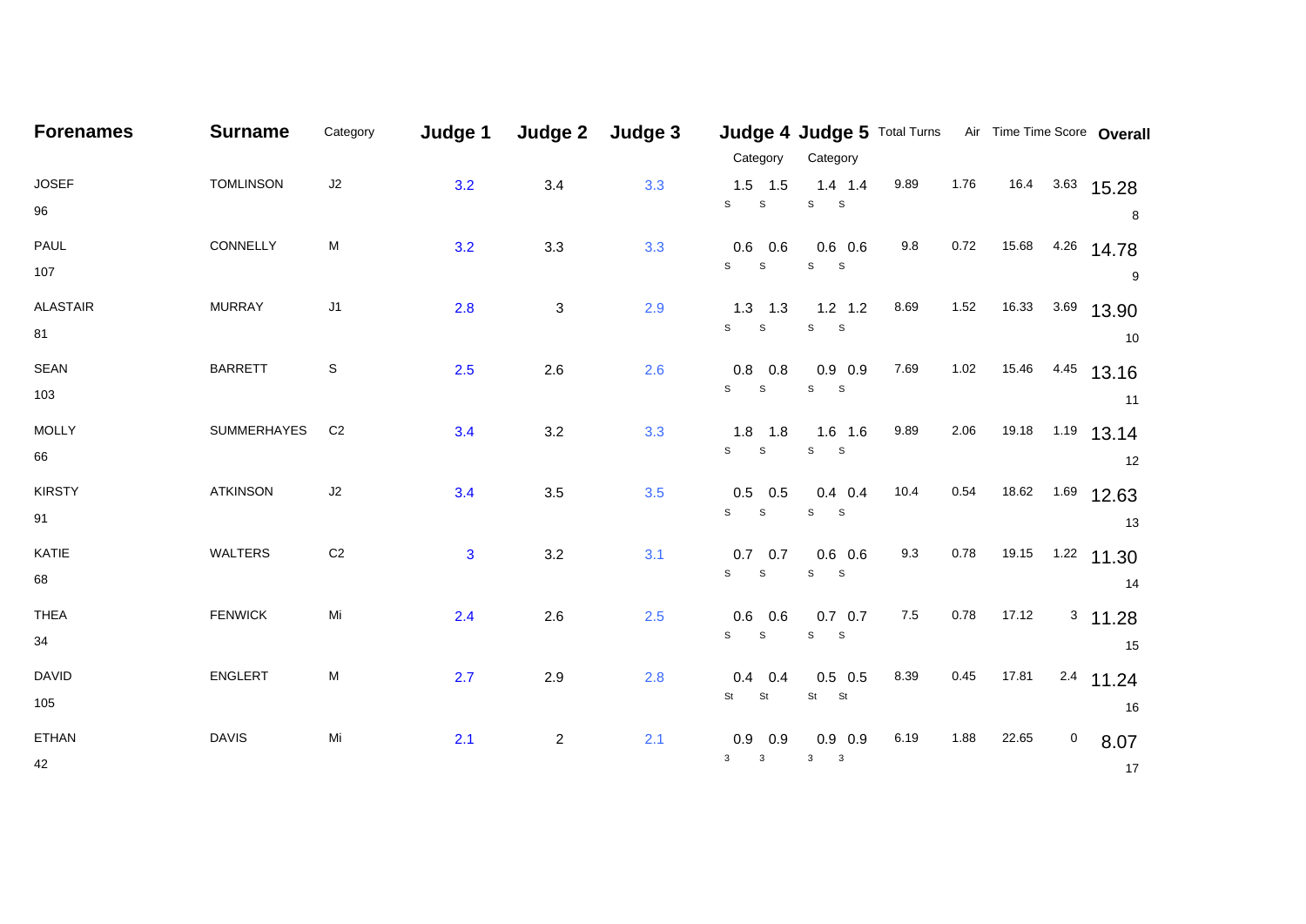| Forenames | Surname | Category | Judge 1 | Judge 2 | Judge 3 | Judge 4 Category | | Judge 5 Category | | Total Turns | Air | Time | Time Score | Overall |
|---|---|---|---|---|---|---|---|---|---|---|---|---|---|---|
| JOSEF 96 | TOMLINSON | J2 | 3.2 | 3.4 | 3.3 | 1.5 S | 1.5 S | 1.4 S | 1.4 S | 9.89 | 1.76 | 16.4 | 3.63 | 15.28 8 |
| PAUL 107 | CONNELLY | M | 3.2 | 3.3 | 3.3 | 0.6 S | 0.6 S | 0.6 S | 0.6 S | 9.8 | 0.72 | 15.68 | 4.26 | 14.78 9 |
| ALASTAIR 81 | MURRAY | J1 | 2.8 | 3 | 2.9 | 1.3 S | 1.3 S | 1.2 S | 1.2 S | 8.69 | 1.52 | 16.33 | 3.69 | 13.90 10 |
| SEAN 103 | BARRETT | S | 2.5 | 2.6 | 2.6 | 0.8 S | 0.8 S | 0.9 S | 0.9 S | 7.69 | 1.02 | 15.46 | 4.45 | 13.16 11 |
| MOLLY 66 | SUMMERHAYES | C2 | 3.4 | 3.2 | 3.3 | 1.8 S | 1.8 S | 1.6 S | 1.6 S | 9.89 | 2.06 | 19.18 | 1.19 | 13.14 12 |
| KIRSTY 91 | ATKINSON | J2 | 3.4 | 3.5 | 3.5 | 0.5 S | 0.5 S | 0.4 S | 0.4 S | 10.4 | 0.54 | 18.62 | 1.69 | 12.63 13 |
| KATIE 68 | WALTERS | C2 | 3 | 3.2 | 3.1 | 0.7 S | 0.7 S | 0.6 S | 0.6 S | 9.3 | 0.78 | 19.15 | 1.22 | 11.30 14 |
| THEA 34 | FENWICK | Mi | 2.4 | 2.6 | 2.5 | 0.6 S | 0.6 S | 0.7 S | 0.7 S | 7.5 | 0.78 | 17.12 | 3 | 11.28 15 |
| DAVID 105 | ENGLERT | M | 2.7 | 2.9 | 2.8 | 0.4 St | 0.4 St | 0.5 St | 0.5 St | 8.39 | 0.45 | 17.81 | 2.4 | 11.24 16 |
| ETHAN 42 | DAVIS | Mi | 2.1 | 2 | 2.1 | 0.9 3 | 0.9 3 | 0.9 3 | 0.9 3 | 6.19 | 1.88 | 22.65 | 0 | 8.07 17 |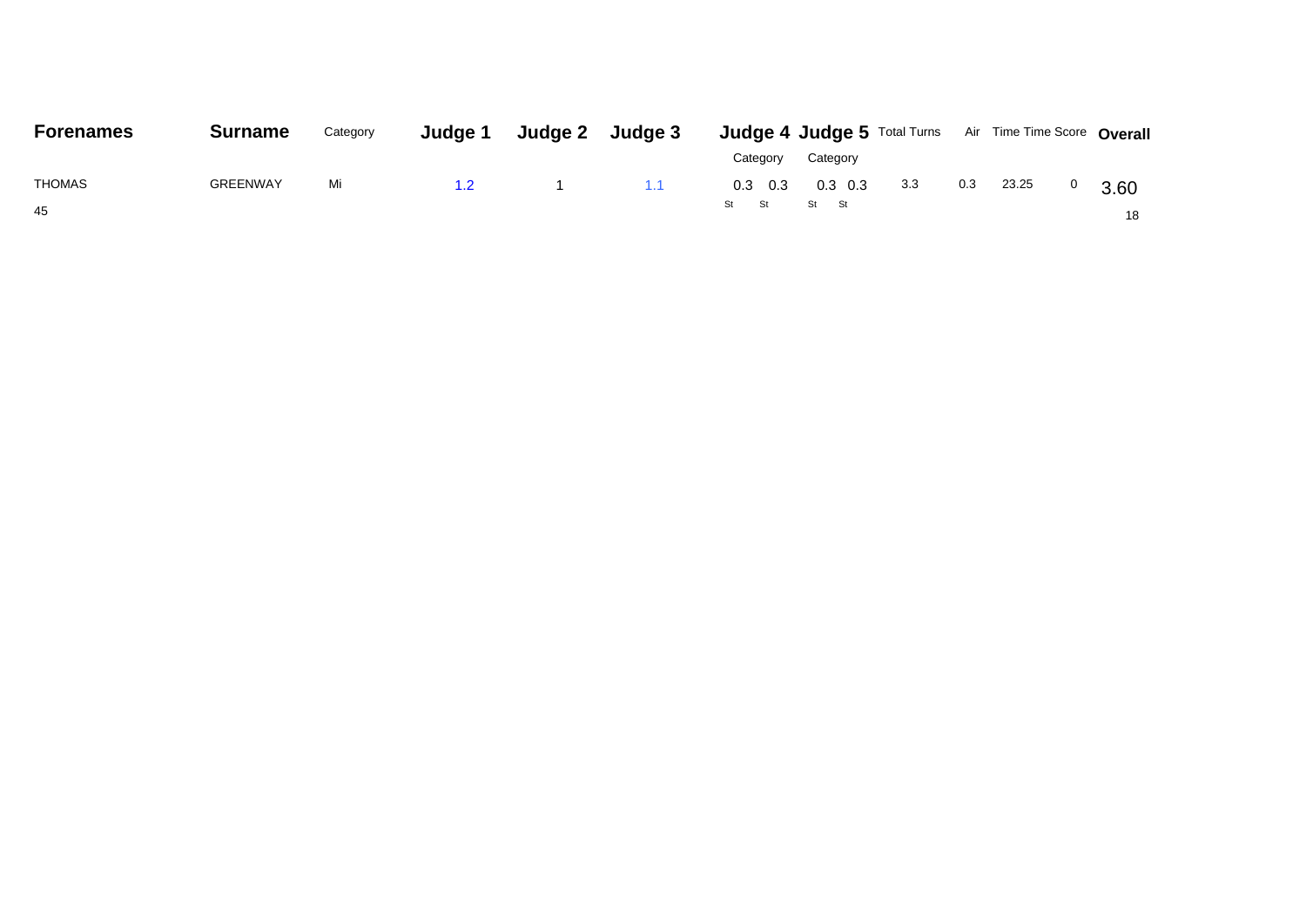| Forenames | Surname | Category | Judge 1 | Judge 2 | Judge 3 | Judge 4 | | Judge 5 | | Total Turns | Air | Time | Time Score | Overall |
|---|---|---|---|---|---|---|---|---|---|---|---|---|---|---|
| | | | | | | Category | | Category | | | | | | |
| THOMAS | GREENWAY | Mi | 1.2 | 1 | 1.1 | 0.3 | 0.3 | 0.3 | 0.3 | 3.3 | 0.3 | 23.25 | 0 | 3.60 |
| 45 | | | | | | St | St | St | St | | | | | 18 |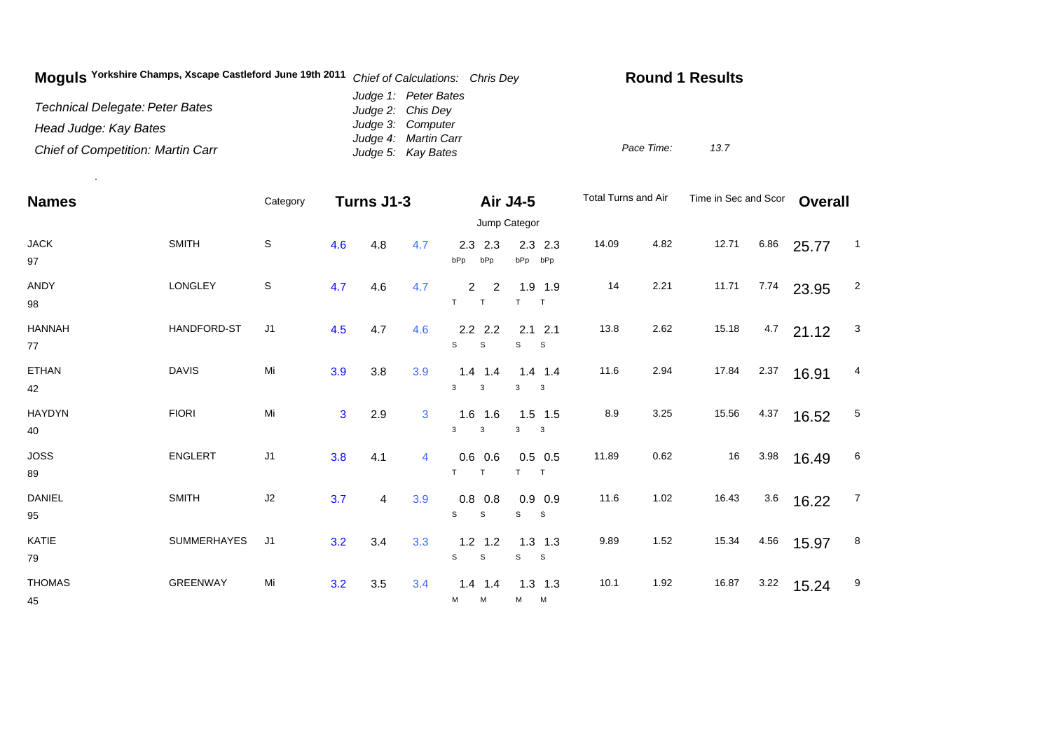**Moguls** Yorkshire Champs, Xscape Castleford June 19th 2011

*Chief of Calculations: Chris Dey*

**Round 1 Results**

*Technical Delegate: Peter Bates*

*Head Judge: Kay Bates*

*Chief of Competition: Martin Carr*

*Judge 1: Peter Bates*
*Judge 2: Chis Dey*
*Judge 3: Computer*
*Judge 4: Martin Carr*
*Judge 5: Kay Bates*

*Pace Time:* *13.7*

| Names | | Category | Turns J1-3 | | | Air J4-5 | | | | Total Turns and Air | | Time in Sec and Scor | | Overall | |
|---|---|---|---|---|---|---|---|---|---|---|---|---|---|---|---|
| | | | | | | Jump Categor | | | | | | | | | |
| JACK 97 | SMITH | S | 4.6 | 4.8 | 4.7 | 2.3 bPp | 2.3 bPp | 2.3 bPp | 2.3 bPp | 14.09 | 4.82 | 12.71 | 6.86 | 25.77 | 1 |
| ANDY 98 | LONGLEY | S | 4.7 | 4.6 | 4.7 | 2 T | 2 T | 1.9 T | 1.9 T | 14 | 2.21 | 11.71 | 7.74 | 23.95 | 2 |
| HANNAH 77 | HANDFORD-ST | J1 | 4.5 | 4.7 | 4.6 | 2.2 S | 2.2 S | 2.1 S | 2.1 S | 13.8 | 2.62 | 15.18 | 4.7 | 21.12 | 3 |
| ETHAN 42 | DAVIS | Mi | 3.9 | 3.8 | 3.9 | 1.4 3 | 1.4 3 | 1.4 3 | 1.4 3 | 11.6 | 2.94 | 17.84 | 2.37 | 16.91 | 4 |
| HAYDYN 40 | FIORI | Mi | 3 | 2.9 | 3 | 1.6 3 | 1.6 3 | 1.5 3 | 1.5 3 | 8.9 | 3.25 | 15.56 | 4.37 | 16.52 | 5 |
| JOSS 89 | ENGLERT | J1 | 3.8 | 4.1 | 4 | 0.6 T | 0.6 T | 0.5 T | 0.5 T | 11.89 | 0.62 | 16 | 3.98 | 16.49 | 6 |
| DANIEL 95 | SMITH | J2 | 3.7 | 4 | 3.9 | 0.8 S | 0.8 S | 0.9 S | 0.9 S | 11.6 | 1.02 | 16.43 | 3.6 | 16.22 | 7 |
| KATIE 79 | SUMMERHAYES | J1 | 3.2 | 3.4 | 3.3 | 1.2 S | 1.2 S | 1.3 S | 1.3 S | 9.89 | 1.52 | 15.34 | 4.56 | 15.97 | 8 |
| THOMAS 45 | GREENWAY | Mi | 3.2 | 3.5 | 3.4 | 1.4 M | 1.4 M | 1.3 M | 1.3 M | 10.1 | 1.92 | 16.87 | 3.22 | 15.24 | 9 |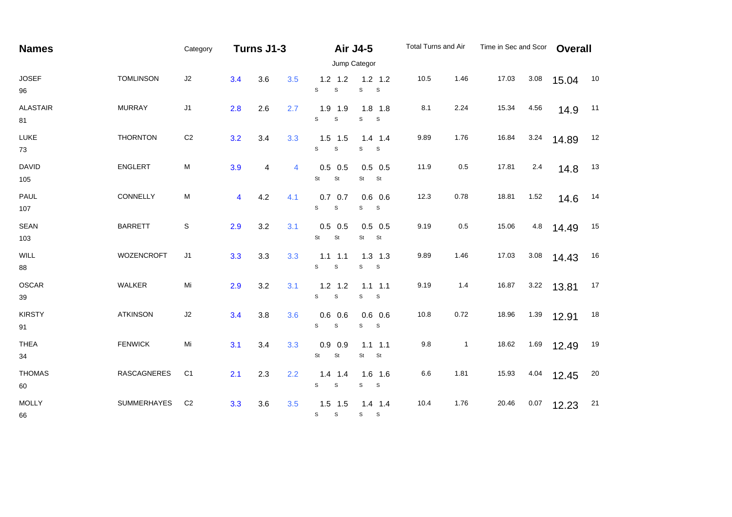| Names | | Category | Turns J1-3 | | | Air J4-5 | | | | Total Turns and Air | | Time in Sec and Scor | | Overall | |
|---|---|---|---|---|---|---|---|---|---|---|---|---|---|---|---|
| | | | | | | Jump Categor | | | | | | | | | |
| JOSEF 96 | TOMLINSON | J2 | 3.4 | 3.6 | 3.5 | 1.2 S | 1.2 S | 1.2 S | 1.2 S | 10.5 | 1.46 | 17.03 | 3.08 | 15.04 | 10 |
| ALASTAIR 81 | MURRAY | J1 | 2.8 | 2.6 | 2.7 | 1.9 S | 1.9 S | 1.8 S | 1.8 S | 8.1 | 2.24 | 15.34 | 4.56 | 14.9 | 11 |
| LUKE 73 | THORNTON | C2 | 3.2 | 3.4 | 3.3 | 1.5 S | 1.5 S | 1.4 S | 1.4 S | 9.89 | 1.76 | 16.84 | 3.24 | 14.89 | 12 |
| DAVID 105 | ENGLERT | M | 3.9 | 4 | 4 | 0.5 St | 0.5 St | 0.5 St | 0.5 St | 11.9 | 0.5 | 17.81 | 2.4 | 14.8 | 13 |
| PAUL 107 | CONNELLY | M | 4 | 4.2 | 4.1 | 0.7 S | 0.7 S | 0.6 S | 0.6 S | 12.3 | 0.78 | 18.81 | 1.52 | 14.6 | 14 |
| SEAN 103 | BARRETT | S | 2.9 | 3.2 | 3.1 | 0.5 St | 0.5 St | 0.5 St | 0.5 St | 9.19 | 0.5 | 15.06 | 4.8 | 14.49 | 15 |
| WILL 88 | WOZENCROFT | J1 | 3.3 | 3.3 | 3.3 | 1.1 S | 1.1 S | 1.3 S | 1.3 S | 9.89 | 1.46 | 17.03 | 3.08 | 14.43 | 16 |
| OSCAR 39 | WALKER | Mi | 2.9 | 3.2 | 3.1 | 1.2 S | 1.2 S | 1.1 S | 1.1 S | 9.19 | 1.4 | 16.87 | 3.22 | 13.81 | 17 |
| KIRSTY 91 | ATKINSON | J2 | 3.4 | 3.8 | 3.6 | 0.6 S | 0.6 S | 0.6 S | 0.6 S | 10.8 | 0.72 | 18.96 | 1.39 | 12.91 | 18 |
| THEA 34 | FENWICK | Mi | 3.1 | 3.4 | 3.3 | 0.9 St | 0.9 St | 1.1 St | 1.1 St | 9.8 | 1 | 18.62 | 1.69 | 12.49 | 19 |
| THOMAS 60 | RASCAGNERES | C1 | 2.1 | 2.3 | 2.2 | 1.4 S | 1.4 S | 1.6 S | 1.6 S | 6.6 | 1.81 | 15.93 | 4.04 | 12.45 | 20 |
| MOLLY 66 | SUMMERHAYES | C2 | 3.3 | 3.6 | 3.5 | 1.5 S | 1.5 S | 1.4 S | 1.4 S | 10.4 | 1.76 | 20.46 | 0.07 | 12.23 | 21 |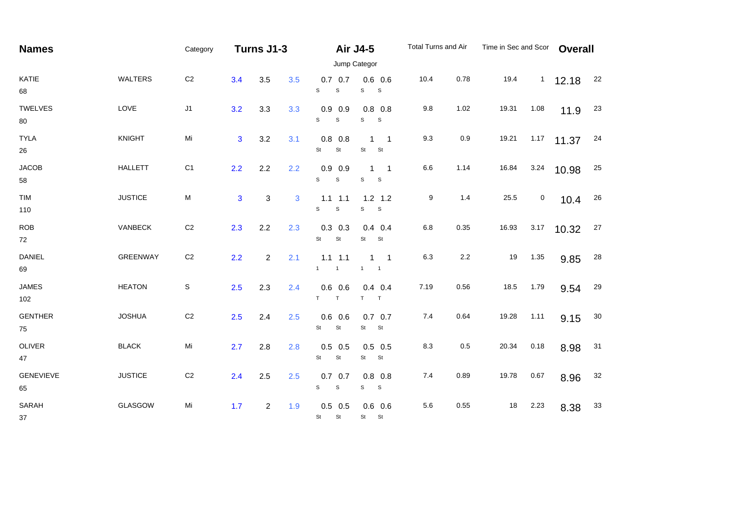| Names | | Category | Turns J1-3 | | | Air J4-5 | | | | Total Turns and Air | | Time in Sec and Scor | | Overall | |
|---|---|---|---|---|---|---|---|---|---|---|---|---|---|---|---|
| | | | | | | Jump Categor | | | | | | | | | |
| KATIE 68 | WALTERS | C2 | 3.4 | 3.5 | 3.5 | 0.7 S | 0.7 S | 0.6 S | 0.6 S | 10.4 | 0.78 | 19.4 | 1 | 12.18 | 22 |
| TWELVES 80 | LOVE | J1 | 3.2 | 3.3 | 3.3 | 0.9 S | 0.9 S | 0.8 S | 0.8 S | 9.8 | 1.02 | 19.31 | 1.08 | 11.9 | 23 |
| TYLA 26 | KNIGHT | Mi | 3 | 3.2 | 3.1 | 0.8 St | 0.8 St | 1 St | 1 St | 9.3 | 0.9 | 19.21 | 1.17 | 11.37 | 24 |
| JACOB 58 | HALLETT | C1 | 2.2 | 2.2 | 2.2 | 0.9 S | 0.9 S | 1 S | 1 S | 6.6 | 1.14 | 16.84 | 3.24 | 10.98 | 25 |
| TIM 110 | JUSTICE | M | 3 | 3 | 3 | 1.1 S | 1.1 S | 1.2 S | 1.2 S | 9 | 1.4 | 25.5 | 0 | 10.4 | 26 |
| ROB 72 | VANBECK | C2 | 2.3 | 2.2 | 2.3 | 0.3 St | 0.3 St | 0.4 St | 0.4 St | 6.8 | 0.35 | 16.93 | 3.17 | 10.32 | 27 |
| DANIEL 69 | GREENWAY | C2 | 2.2 | 2 | 2.1 | 1.1 1 | 1.1 1 | 1 1 | 1 1 | 6.3 | 2.2 | 19 | 1.35 | 9.85 | 28 |
| JAMES 102 | HEATON | S | 2.5 | 2.3 | 2.4 | 0.6 T | 0.6 T | 0.4 T | 0.4 T | 7.19 | 0.56 | 18.5 | 1.79 | 9.54 | 29 |
| GENTHER 75 | JOSHUA | C2 | 2.5 | 2.4 | 2.5 | 0.6 St | 0.6 St | 0.7 St | 0.7 St | 7.4 | 0.64 | 19.28 | 1.11 | 9.15 | 30 |
| OLIVER 47 | BLACK | Mi | 2.7 | 2.8 | 2.8 | 0.5 St | 0.5 St | 0.5 St | 0.5 St | 8.3 | 0.5 | 20.34 | 0.18 | 8.98 | 31 |
| GENEVIEVE 65 | JUSTICE | C2 | 2.4 | 2.5 | 2.5 | 0.7 S | 0.7 S | 0.8 S | 0.8 S | 7.4 | 0.89 | 19.78 | 0.67 | 8.96 | 32 |
| SARAH 37 | GLASGOW | Mi | 1.7 | 2 | 1.9 | 0.5 St | 0.5 St | 0.6 St | 0.6 St | 5.6 | 0.55 | 18 | 2.23 | 8.38 | 33 |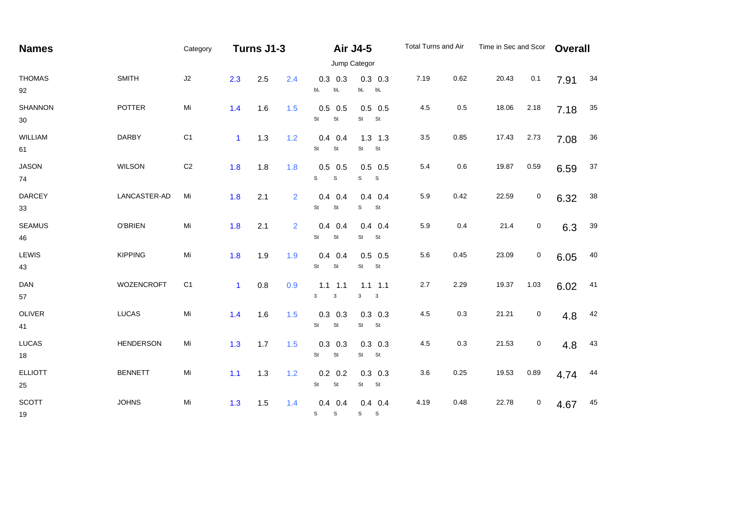| Names | | Category | Turns J1-3 | | | Air J4-5 | | | | Total Turns and Air | | Time in Sec and Scor | | Overall | |
|---|---|---|---|---|---|---|---|---|---|---|---|---|---|---|---|
| | | | | | | Jump Categor | | | | | | | | | |
| THOMAS 92 | SMITH | J2 | 2.3 | 2.5 | 2.4 | 0.3 bL | 0.3 bL | 0.3 bL | 0.3 bL | 7.19 | 0.62 | 20.43 | 0.1 | 7.91 | 34 |
| SHANNON 30 | POTTER | Mi | 1.4 | 1.6 | 1.5 | 0.5 St | 0.5 St | 0.5 St | 0.5 St | 4.5 | 0.5 | 18.06 | 2.18 | 7.18 | 35 |
| WILLIAM 61 | DARBY | C1 | 1 | 1.3 | 1.2 | 0.4 St | 0.4 St | 1.3 St | 1.3 St | 3.5 | 0.85 | 17.43 | 2.73 | 7.08 | 36 |
| JASON 74 | WILSON | C2 | 1.8 | 1.8 | 1.8 | 0.5 S | 0.5 S | 0.5 S | 0.5 S | 5.4 | 0.6 | 19.87 | 0.59 | 6.59 | 37 |
| DARCEY 33 | LANCASTER-AD | Mi | 1.8 | 2.1 | 2 | 0.4 St | 0.4 St | 0.4 S | 0.4 St | 5.9 | 0.42 | 22.59 | 0 | 6.32 | 38 |
| SEAMUS 46 | O'BRIEN | Mi | 1.8 | 2.1 | 2 | 0.4 St | 0.4 St | 0.4 St | 0.4 St | 5.9 | 0.4 | 21.4 | 0 | 6.3 | 39 |
| LEWIS 43 | KIPPING | Mi | 1.8 | 1.9 | 1.9 | 0.4 St | 0.4 St | 0.5 St | 0.5 St | 5.6 | 0.45 | 23.09 | 0 | 6.05 | 40 |
| DAN 57 | WOZENCROFT | C1 | 1 | 0.8 | 0.9 | 1.1 3 | 1.1 3 | 1.1 3 | 1.1 3 | 2.7 | 2.29 | 19.37 | 1.03 | 6.02 | 41 |
| OLIVER 41 | LUCAS | Mi | 1.4 | 1.6 | 1.5 | 0.3 St | 0.3 St | 0.3 St | 0.3 St | 4.5 | 0.3 | 21.21 | 0 | 4.8 | 42 |
| LUCAS 18 | HENDERSON | Mi | 1.3 | 1.7 | 1.5 | 0.3 St | 0.3 St | 0.3 St | 0.3 St | 4.5 | 0.3 | 21.53 | 0 | 4.8 | 43 |
| ELLIOTT 25 | BENNETT | Mi | 1.1 | 1.3 | 1.2 | 0.2 St | 0.2 St | 0.3 St | 0.3 St | 3.6 | 0.25 | 19.53 | 0.89 | 4.74 | 44 |
| SCOTT 19 | JOHNS | Mi | 1.3 | 1.5 | 1.4 | 0.4 S | 0.4 S | 0.4 S | 0.4 S | 4.19 | 0.48 | 22.78 | 0 | 4.67 | 45 |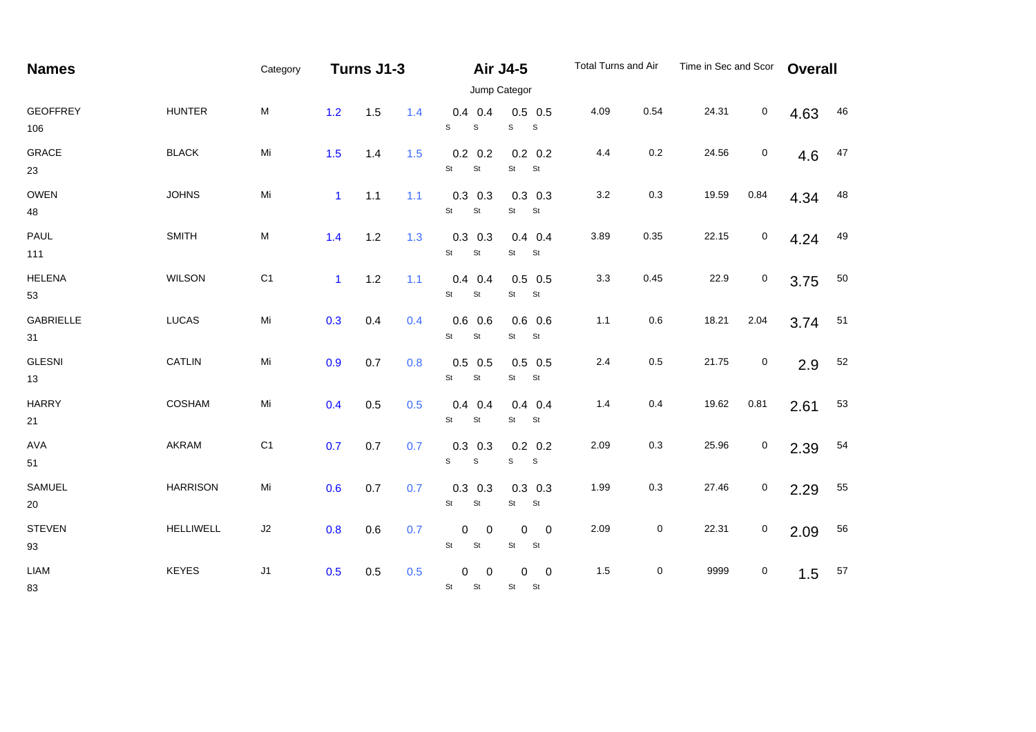| Names | | Category | Turns J1-3 | | | Air J4-5 | | | | Total Turns and Air | | Time in Sec and Scor | | Overall | |
|---|---|---|---|---|---|---|---|---|---|---|---|---|---|---|---|
| | | | | | | Jump Categor | | | | | | | | | |
| GEOFFREY 106 | HUNTER | M | 1.2 | 1.5 | 1.4 | 0.4 S | 0.4 S | 0.5 S | 0.5 S | 4.09 | 0.54 | 24.31 | 0 | 4.63 | 46 |
| GRACE 23 | BLACK | Mi | 1.5 | 1.4 | 1.5 | 0.2 St | 0.2 St | 0.2 St | 0.2 St | 4.4 | 0.2 | 24.56 | 0 | 4.6 | 47 |
| OWEN 48 | JOHNS | Mi | 1 | 1.1 | 1.1 | 0.3 St | 0.3 St | 0.3 St | 0.3 St | 3.2 | 0.3 | 19.59 | 0.84 | 4.34 | 48 |
| PAUL 111 | SMITH | M | 1.4 | 1.2 | 1.3 | 0.3 St | 0.3 St | 0.4 St | 0.4 St | 3.89 | 0.35 | 22.15 | 0 | 4.24 | 49 |
| HELENA 53 | WILSON | C1 | 1 | 1.2 | 1.1 | 0.4 St | 0.4 St | 0.5 St | 0.5 St | 3.3 | 0.45 | 22.9 | 0 | 3.75 | 50 |
| GABRIELLE 31 | LUCAS | Mi | 0.3 | 0.4 | 0.4 | 0.6 St | 0.6 St | 0.6 St | 0.6 St | 1.1 | 0.6 | 18.21 | 2.04 | 3.74 | 51 |
| GLESNI 13 | CATLIN | Mi | 0.9 | 0.7 | 0.8 | 0.5 St | 0.5 St | 0.5 St | 0.5 St | 2.4 | 0.5 | 21.75 | 0 | 2.9 | 52 |
| HARRY 21 | COSHAM | Mi | 0.4 | 0.5 | 0.5 | 0.4 St | 0.4 St | 0.4 St | 0.4 St | 1.4 | 0.4 | 19.62 | 0.81 | 2.61 | 53 |
| AVA 51 | AKRAM | C1 | 0.7 | 0.7 | 0.7 | 0.3 S | 0.3 S | 0.2 S | 0.2 S | 2.09 | 0.3 | 25.96 | 0 | 2.39 | 54 |
| SAMUEL 20 | HARRISON | Mi | 0.6 | 0.7 | 0.7 | 0.3 St | 0.3 St | 0.3 St | 0.3 St | 1.99 | 0.3 | 27.46 | 0 | 2.29 | 55 |
| STEVEN 93 | HELLIWELL | J2 | 0.8 | 0.6 | 0.7 | 0 St | 0 St | 0 St | 0 St | 2.09 | 0 | 22.31 | 0 | 2.09 | 56 |
| LIAM 83 | KEYES | J1 | 0.5 | 0.5 | 0.5 | 0 St | 0 St | 0 St | 0 St | 1.5 | 0 | 9999 | 0 | 1.5 | 57 |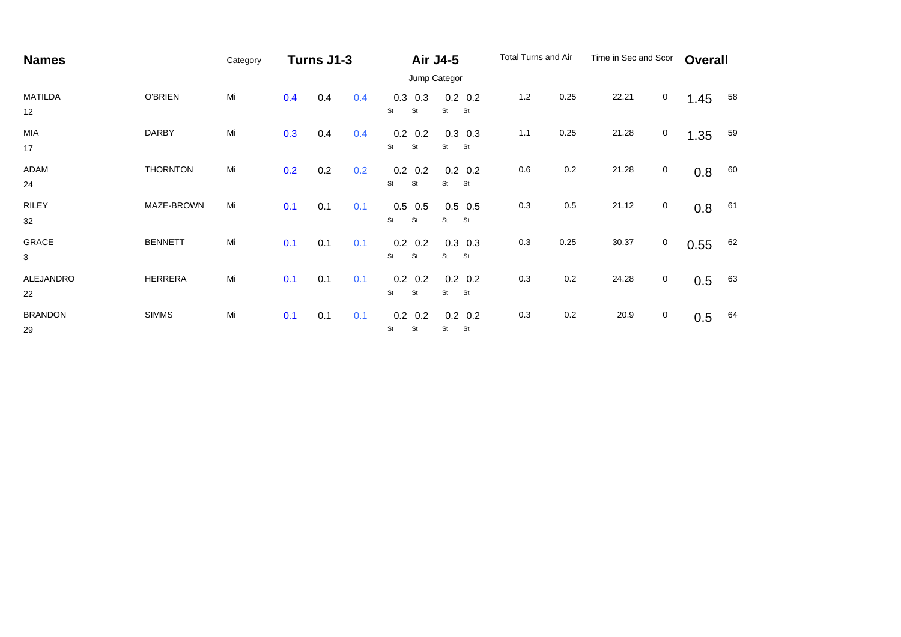| Names | | Category | Turns J1-3 | | | Air J4-5 | | | | Total Turns and Air | | Time in Sec and Scor | | Overall | |
|---|---|---|---|---|---|---|---|---|---|---|---|---|---|---|---|
| | | | | | | Jump Categor | | | | | | | | | |
| MATILDA 12 | O'BRIEN | Mi | 0.4 | 0.4 | 0.4 | 0.3 St | 0.3 St | 0.2 St | 0.2 St | 1.2 | 0.25 | 22.21 | 0 | 1.45 | 58 |
| MIA 17 | DARBY | Mi | 0.3 | 0.4 | 0.4 | 0.2 St | 0.2 St | 0.3 St | 0.3 St | 1.1 | 0.25 | 21.28 | 0 | 1.35 | 59 |
| ADAM 24 | THORNTON | Mi | 0.2 | 0.2 | 0.2 | 0.2 St | 0.2 St | 0.2 St | 0.2 St | 0.6 | 0.2 | 21.28 | 0 | 0.8 | 60 |
| RILEY 32 | MAZE-BROWN | Mi | 0.1 | 0.1 | 0.1 | 0.5 St | 0.5 St | 0.5 St | 0.5 St | 0.3 | 0.5 | 21.12 | 0 | 0.8 | 61 |
| GRACE 3 | BENNETT | Mi | 0.1 | 0.1 | 0.1 | 0.2 St | 0.2 St | 0.3 St | 0.3 St | 0.3 | 0.25 | 30.37 | 0 | 0.55 | 62 |
| ALEJANDRO 22 | HERRERA | Mi | 0.1 | 0.1 | 0.1 | 0.2 St | 0.2 St | 0.2 St | 0.2 St | 0.3 | 0.2 | 24.28 | 0 | 0.5 | 63 |
| BRANDON 29 | SIMMS | Mi | 0.1 | 0.1 | 0.1 | 0.2 St | 0.2 St | 0.2 St | 0.2 St | 0.3 | 0.2 | 20.9 | 0 | 0.5 | 64 |